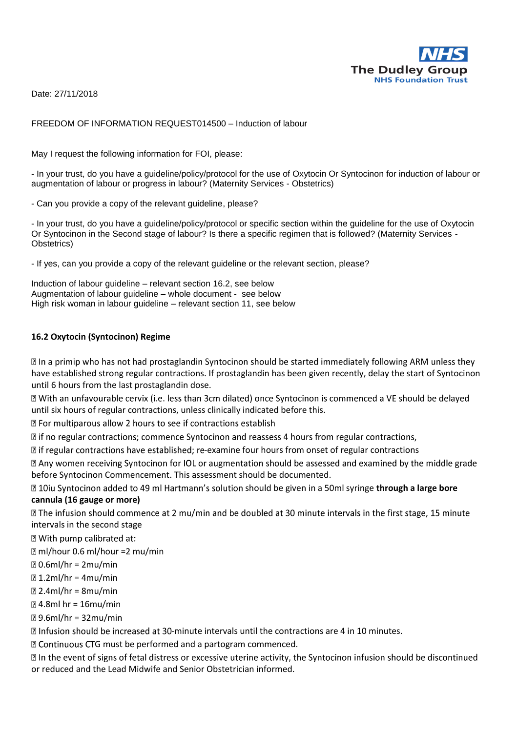The Dudley Group NHS Foundation Trust

Date: 27/11/2018

FREEDOM OF INFORMATION REQUEST014500 – Induction of labour

May I request the following information for FOI, please:

- In your trust, do you have a guideline/policy/protocol for the use of Oxytocin Or Syntocinon for induction of labour or augmentation of labour or progress in labour? (Maternity Services - Obstetrics)

- Can you provide a copy of the relevant guideline, please?

- In your trust, do you have a guideline/policy/protocol or specific section within the guideline for the use of Oxytocin Or Syntocinon in the Second stage of labour? Is there a specific regimen that is followed? (Maternity Services - Obstetrics)

- If yes, can you provide a copy of the relevant guideline or the relevant section, please?

Induction of labour guideline – relevant section 16.2, see below
Augmentation of labour guideline – whole document - see below
High risk woman in labour guideline – relevant section 11, see below

**16.2 Oxytocin (Syntocinon) Regime**

- In a primip who has not had prostaglandin Syntocinon should be started immediately following ARM unless they have established strong regular contractions. If prostaglandin has been given recently, delay the start of Syntocinon until 6 hours from the last prostaglandin dose.
- With an unfavourable cervix (i.e. less than 3cm dilated) once Syntocinon is commenced a VE should be delayed until six hours of regular contractions, unless clinically indicated before this.
- For multiparous allow 2 hours to see if contractions establish
- if no regular contractions; commence Syntocinon and reassess 4 hours from regular contractions,
- if regular contractions have established; re-examine four hours from onset of regular contractions
- Any women receiving Syntocinon for IOL or augmentation should be assessed and examined by the middle grade before Syntocinon Commencement. This assessment should be documented.
- 10iu Syntocinon added to 49 ml Hartmann's solution should be given in a 50ml syringe **through a large bore cannula (16 gauge or more)**
- The infusion should commence at 2 mu/min and be doubled at 30 minute intervals in the first stage, 15 minute intervals in the second stage
- With pump calibrated at:
- ml/hour 0.6 ml/hour =2 mu/min
- 0.6ml/hr = 2mu/min
- 1.2ml/hr = 4mu/min
- 2.4ml/hr = 8mu/min
- 4.8ml hr = 16mu/min
- 9.6ml/hr = 32mu/min
- Infusion should be increased at 30-minute intervals until the contractions are 4 in 10 minutes.
- Continuous CTG must be performed and a partogram commenced.
- In the event of signs of fetal distress or excessive uterine activity, the Syntocinon infusion should be discontinued or reduced and the Lead Midwife and Senior Obstetrician informed.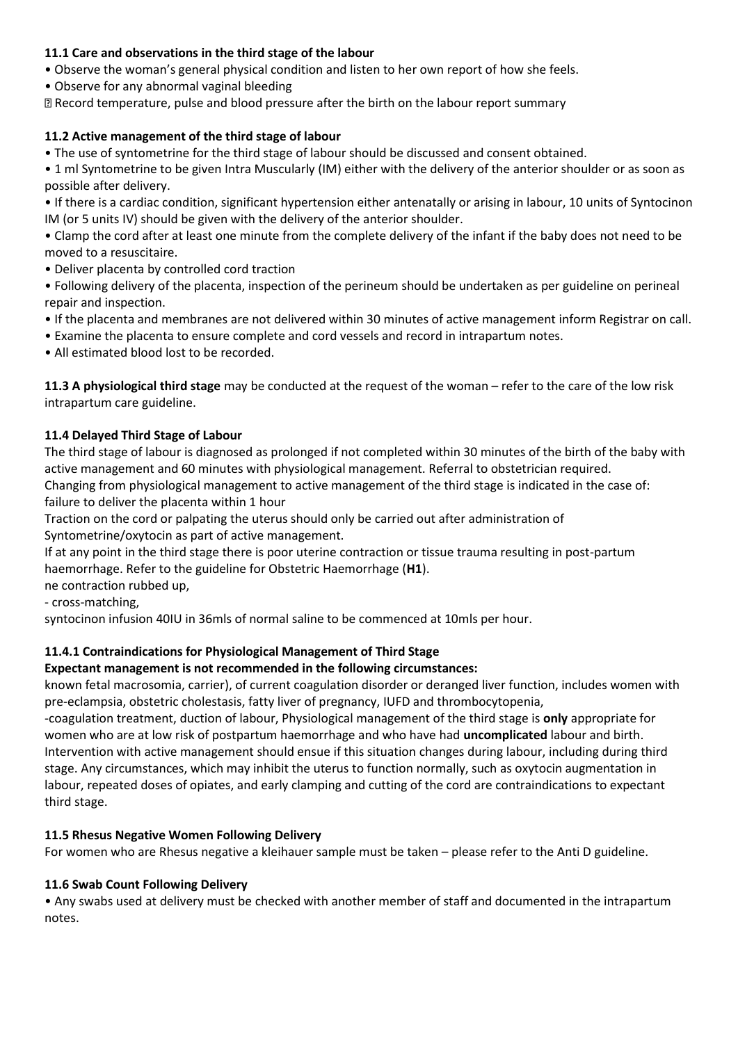### 11.1 Care and observations in the third stage of the labour

- Observe the woman's general physical condition and listen to her own report of how she feels.
- Observe for any abnormal vaginal bleeding
- Record temperature, pulse and blood pressure after the birth on the labour report summary

### 11.2 Active management of the third stage of labour

- The use of syntometrine for the third stage of labour should be discussed and consent obtained.
- 1 ml Syntometrine to be given Intra Muscularly (IM) either with the delivery of the anterior shoulder or as soon as possible after delivery.
- If there is a cardiac condition, significant hypertension either antenatally or arising in labour, 10 units of Syntocinon IM (or 5 units IV) should be given with the delivery of the anterior shoulder.
- Clamp the cord after at least one minute from the complete delivery of the infant if the baby does not need to be moved to a resuscitaire.
- Deliver placenta by controlled cord traction
- Following delivery of the placenta, inspection of the perineum should be undertaken as per guideline on perineal repair and inspection.
- If the placenta and membranes are not delivered within 30 minutes of active management inform Registrar on call.
- Examine the placenta to ensure complete and cord vessels and record in intrapartum notes.
- All estimated blood lost to be recorded.

**11.3 A physiological third stage** may be conducted at the request of the woman – refer to the care of the low risk intrapartum care guideline.

### 11.4 Delayed Third Stage of Labour

The third stage of labour is diagnosed as prolonged if not completed within 30 minutes of the birth of the baby with active management and 60 minutes with physiological management. Referral to obstetrician required.
Changing from physiological management to active management of the third stage is indicated in the case of:
failure to deliver the placenta within 1 hour
Traction on the cord or palpating the uterus should only be carried out after administration of Syntometrine/oxytocin as part of active management.
If at any point in the third stage there is poor uterine contraction or tissue trauma resulting in post-partum haemorrhage. Refer to the guideline for Obstetric Haemorrhage (**H1**).
ne contraction rubbed up,
- cross-matching,
syntocinon infusion 40IU in 36mls of normal saline to be commenced at 10mls per hour.

### 11.4.1 Contraindications for Physiological Management of Third Stage

**Expectant management is not recommended in the following circumstances:**

known fetal macrosomia, carrier), of current coagulation disorder or deranged liver function, includes women with pre-eclampsia, obstetric cholestasis, fatty liver of pregnancy, IUFD and thrombocytopenia,
-coagulation treatment, duction of labour, Physiological management of the third stage is **only** appropriate for women who are at low risk of postpartum haemorrhage and who have had **uncomplicated** labour and birth. Intervention with active management should ensue if this situation changes during labour, including during third stage. Any circumstances, which may inhibit the uterus to function normally, such as oxytocin augmentation in labour, repeated doses of opiates, and early clamping and cutting of the cord are contraindications to expectant third stage.

### 11.5 Rhesus Negative Women Following Delivery

For women who are Rhesus negative a kleihauer sample must be taken – please refer to the Anti D guideline.

### 11.6 Swab Count Following Delivery

- Any swabs used at delivery must be checked with another member of staff and documented in the intrapartum notes.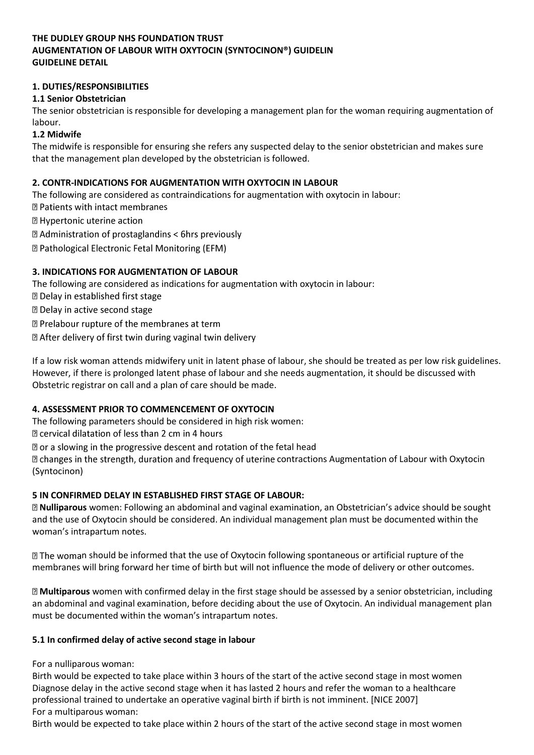**THE DUDLEY GROUP NHS FOUNDATION TRUST**
**AUGMENTATION OF LABOUR WITH OXYTOCIN (SYNTOCINON®) GUIDELIN**
**GUIDELINE DETAIL**

## 1. DUTIES/RESPONSIBILITIES

### 1.1 Senior Obstetrician

The senior obstetrician is responsible for developing a management plan for the woman requiring augmentation of labour.

### 1.2 Midwife

The midwife is responsible for ensuring she refers any suspected delay to the senior obstetrician and makes sure that the management plan developed by the obstetrician is followed.

## 2. CONTR-INDICATIONS FOR AUGMENTATION WITH OXYTOCIN IN LABOUR

The following are considered as contraindications for augmentation with oxytocin in labour:

- Patients with intact membranes
- Hypertonic uterine action
- Administration of prostaglandins < 6hrs previously
- Pathological Electronic Fetal Monitoring (EFM)

## 3. INDICATIONS FOR AUGMENTATION OF LABOUR

The following are considered as indications for augmentation with oxytocin in labour:

- Delay in established first stage
- Delay in active second stage
- Prelabour rupture of the membranes at term
- After delivery of first twin during vaginal twin delivery

If a low risk woman attends midwifery unit in latent phase of labour, she should be treated as per low risk guidelines. However, if there is prolonged latent phase of labour and she needs augmentation, it should be discussed with Obstetric registrar on call and a plan of care should be made.

## 4. ASSESSMENT PRIOR TO COMMENCEMENT OF OXYTOCIN

The following parameters should be considered in high risk women:

- cervical dilatation of less than 2 cm in 4 hours
- or a slowing in the progressive descent and rotation of the fetal head
- changes in the strength, duration and frequency of uterine contractions Augmentation of Labour with Oxytocin (Syntocinon)

## 5 IN CONFIRMED DELAY IN ESTABLISHED FIRST STAGE OF LABOUR:

- **Nulliparous** women: Following an abdominal and vaginal examination, an Obstetrician's advice should be sought and the use of Oxytocin should be considered. An individual management plan must be documented within the woman's intrapartum notes.

- The woman should be informed that the use of Oxytocin following spontaneous or artificial rupture of the membranes will bring forward her time of birth but will not influence the mode of delivery or other outcomes.

- **Multiparous** women with confirmed delay in the first stage should be assessed by a senior obstetrician, including an abdominal and vaginal examination, before deciding about the use of Oxytocin. An individual management plan must be documented within the woman's intrapartum notes.

### 5.1 In confirmed delay of active second stage in labour

For a nulliparous woman:
Birth would be expected to take place within 3 hours of the start of the active second stage in most women
Diagnose delay in the active second stage when it has lasted 2 hours and refer the woman to a healthcare professional trained to undertake an operative vaginal birth if birth is not imminent. [NICE 2007]
For a multiparous woman:
Birth would be expected to take place within 2 hours of the start of the active second stage in most women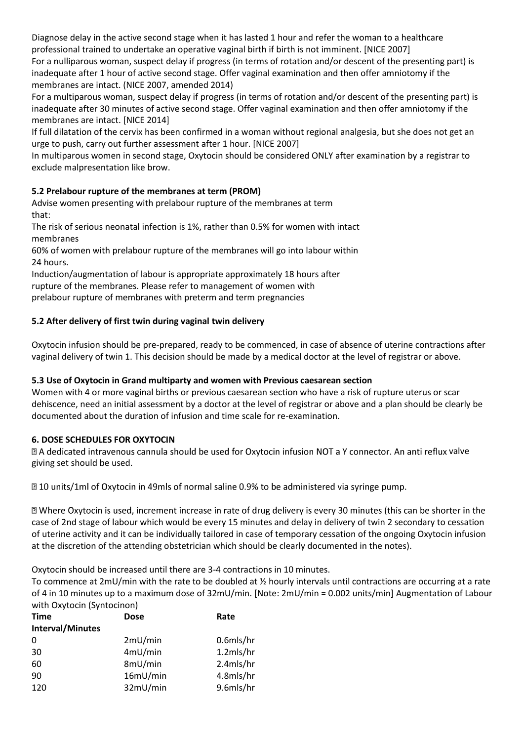Diagnose delay in the active second stage when it has lasted 1 hour and refer the woman to a healthcare professional trained to undertake an operative vaginal birth if birth is not imminent. [NICE 2007]

For a nulliparous woman, suspect delay if progress (in terms of rotation and/or descent of the presenting part) is inadequate after 1 hour of active second stage. Offer vaginal examination and then offer amniotomy if the membranes are intact. (NICE 2007, amended 2014)

For a multiparous woman, suspect delay if progress (in terms of rotation and/or descent of the presenting part) is inadequate after 30 minutes of active second stage. Offer vaginal examination and then offer amniotomy if the membranes are intact. [NICE 2014]

If full dilatation of the cervix has been confirmed in a woman without regional analgesia, but she does not get an urge to push, carry out further assessment after 1 hour. [NICE 2007]

In multiparous women in second stage, Oxytocin should be considered ONLY after examination by a registrar to exclude malpresentation like brow.

### 5.2 Prelabour rupture of the membranes at term (PROM)

Advise women presenting with prelabour rupture of the membranes at term that:

The risk of serious neonatal infection is 1%, rather than 0.5% for women with intact membranes

60% of women with prelabour rupture of the membranes will go into labour within 24 hours.

Induction/augmentation of labour is appropriate approximately 18 hours after rupture of the membranes. Please refer to management of women with prelabour rupture of membranes with preterm and term pregnancies

### 5.2 After delivery of first twin during vaginal twin delivery

Oxytocin infusion should be pre-prepared, ready to be commenced, in case of absence of uterine contractions after vaginal delivery of twin 1. This decision should be made by a medical doctor at the level of registrar or above.

### 5.3 Use of Oxytocin in Grand multiparty and women with Previous caesarean section

Women with 4 or more vaginal births or previous caesarean section who have a risk of rupture uterus or scar dehiscence, need an initial assessment by a doctor at the level of registrar or above and a plan should be clearly be documented about the duration of infusion and time scale for re-examination.

## 6. DOSE SCHEDULES FOR OXYTOCIN

- A dedicated intravenous cannula should be used for Oxytocin infusion NOT a Y connector. An anti reflux valve giving set should be used.

- 10 units/1ml of Oxytocin in 49mls of normal saline 0.9% to be administered via syringe pump.

- Where Oxytocin is used, increment increase in rate of drug delivery is every 30 minutes (this can be shorter in the case of 2nd stage of labour which would be every 15 minutes and delay in delivery of twin 2 secondary to cessation of uterine activity and it can be individually tailored in case of temporary cessation of the ongoing Oxytocin infusion at the discretion of the attending obstetrician which should be clearly documented in the notes).

Oxytocin should be increased until there are 3-4 contractions in 10 minutes.

To commence at 2mU/min with the rate to be doubled at ½ hourly intervals until contractions are occurring at a rate of 4 in 10 minutes up to a maximum dose of 32mU/min. [Note: 2mU/min = 0.002 units/min] Augmentation of Labour with Oxytocin (Syntocinon)

| Time Interval/Minutes | Dose | Rate |
|---|---|---|
| 0 | 2mU/min | 0.6mls/hr |
| 30 | 4mU/min | 1.2mls/hr |
| 60 | 8mU/min | 2.4mls/hr |
| 90 | 16mU/min | 4.8mls/hr |
| 120 | 32mU/min | 9.6mls/hr |